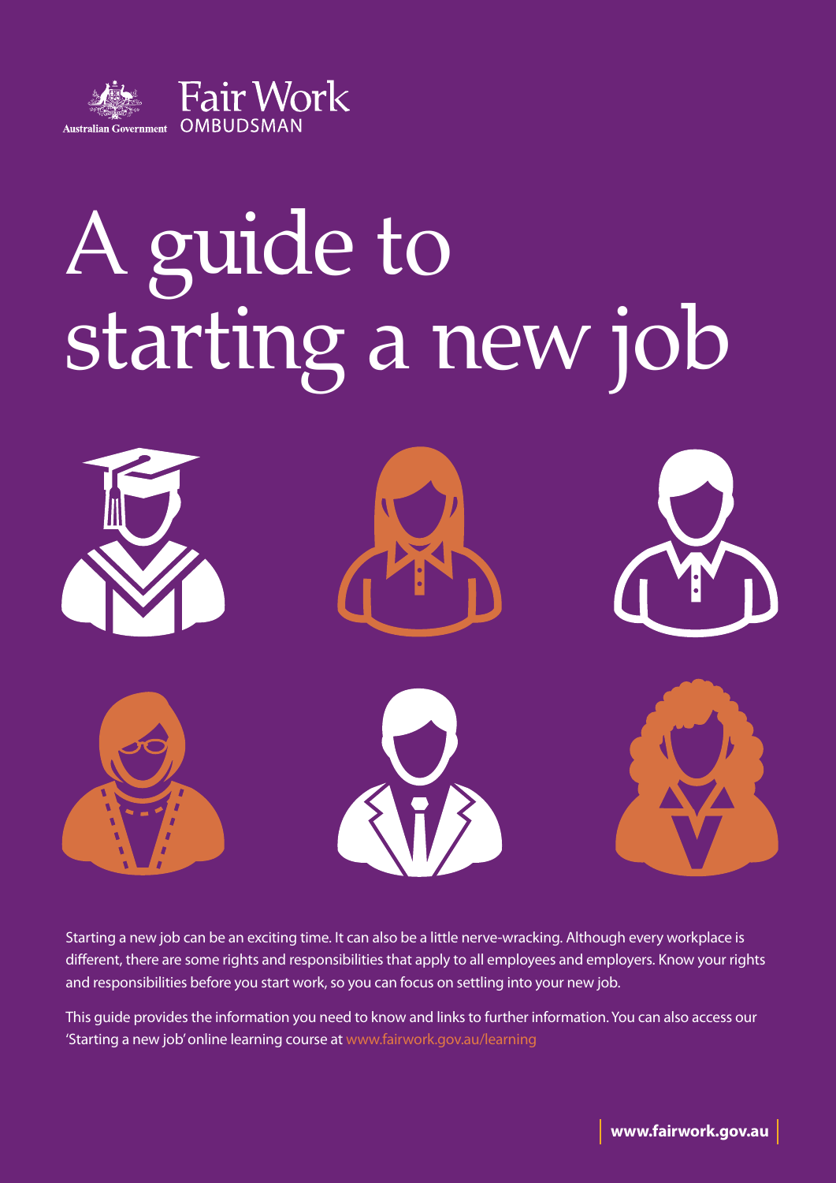Australian Government

Fair Work OMBUDSMAN

# A guide to starting a new job

Starting a new job can be an exciting time. It can also be a little nerve-wracking. Although every workplace is different, there are some rights and responsibilities that apply to all employees and employers. Know your rights and responsibilities before you start work, so you can focus on settling into your new job.

This guide provides the information you need to know and links to further information. You can also access our 'Starting a new job' online learning course at www.fairwork.gov.au/learning

www.fairwork.gov.au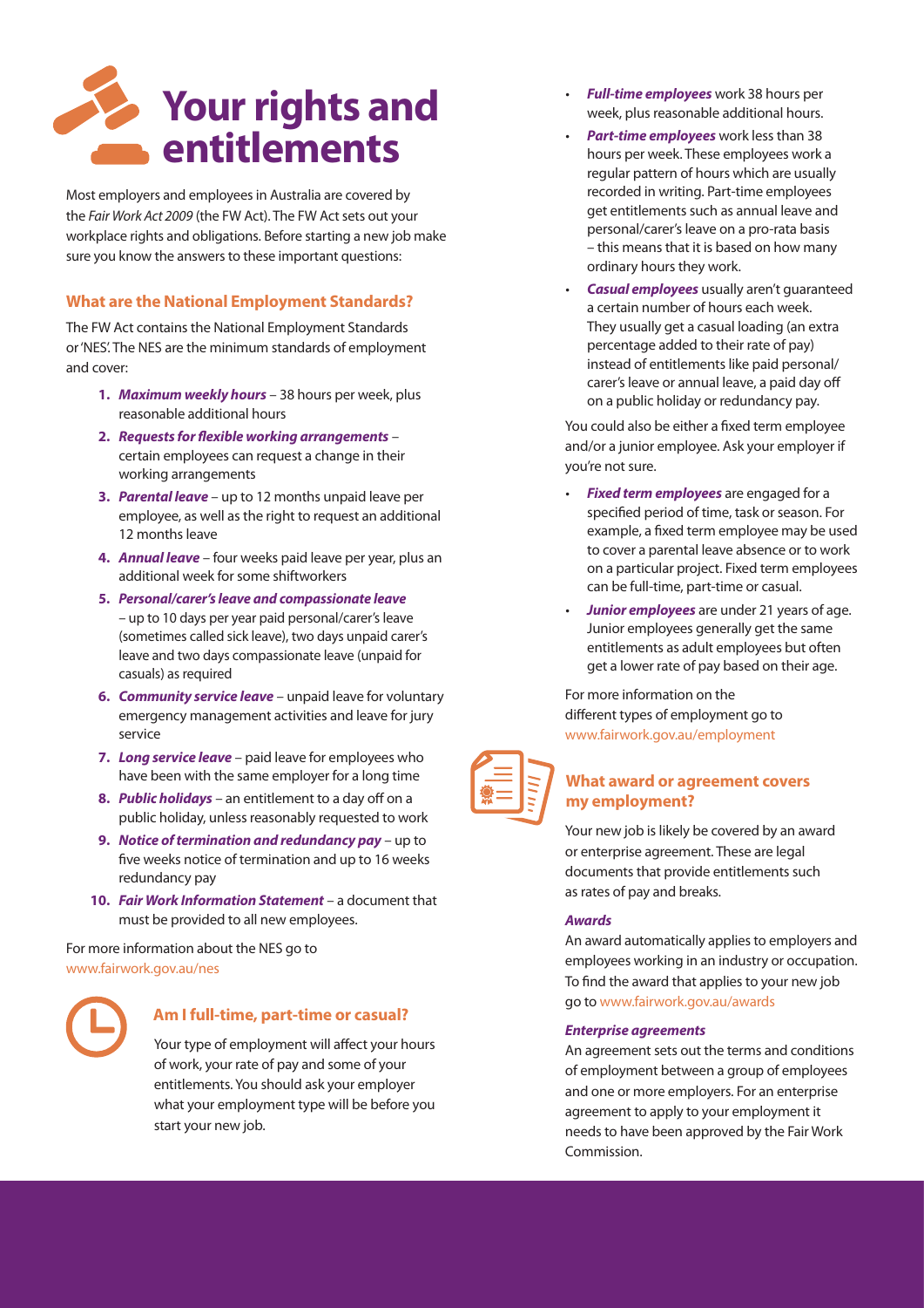# Your rights and entitlements

Most employers and employees in Australia are covered by the *Fair Work Act 2009* (the FW Act). The FW Act sets out your workplace rights and obligations. Before starting a new job make sure you know the answers to these important questions:

## What are the National Employment Standards?

The FW Act contains the National Employment Standards or 'NES'. The NES are the minimum standards of employment and cover:

1. ***Maximum weekly hours*** – 38 hours per week, plus reasonable additional hours
2. ***Requests for flexible working arrangements*** – certain employees can request a change in their working arrangements
3. ***Parental leave*** – up to 12 months unpaid leave per employee, as well as the right to request an additional 12 months leave
4. ***Annual leave*** – four weeks paid leave per year, plus an additional week for some shiftworkers
5. ***Personal/carer's leave and compassionate leave*** – up to 10 days per year paid personal/carer's leave (sometimes called sick leave), two days unpaid carer's leave and two days compassionate leave (unpaid for casuals) as required
6. ***Community service leave*** – unpaid leave for voluntary emergency management activities and leave for jury service
7. ***Long service leave*** – paid leave for employees who have been with the same employer for a long time
8. ***Public holidays*** – an entitlement to a day off on a public holiday, unless reasonably requested to work
9. ***Notice of termination and redundancy pay*** – up to five weeks notice of termination and up to 16 weeks redundancy pay
10. ***Fair Work Information Statement*** – a document that must be provided to all new employees.

For more information about the NES go to www.fairwork.gov.au/nes

## Am I full-time, part-time or casual?

Your type of employment will affect your hours of work, your rate of pay and some of your entitlements. You should ask your employer what your employment type will be before you start your new job.

- ***Full-time employees*** work 38 hours per week, plus reasonable additional hours.
- ***Part-time employees*** work less than 38 hours per week. These employees work a regular pattern of hours which are usually recorded in writing. Part-time employees get entitlements such as annual leave and personal/carer's leave on a pro-rata basis – this means that it is based on how many ordinary hours they work.
- ***Casual employees*** usually aren't guaranteed a certain number of hours each week. They usually get a casual loading (an extra percentage added to their rate of pay) instead of entitlements like paid personal/carer's leave or annual leave, a paid day off on a public holiday or redundancy pay.

You could also be either a fixed term employee and/or a junior employee. Ask your employer if you're not sure.

- ***Fixed term employees*** are engaged for a specified period of time, task or season. For example, a fixed term employee may be used to cover a parental leave absence or to work on a particular project. Fixed term employees can be full-time, part-time or casual.
- ***Junior employees*** are under 21 years of age. Junior employees generally get the same entitlements as adult employees but often get a lower rate of pay based on their age.

For more information on the different types of employment go to www.fairwork.gov.au/employment

## What award or agreement covers my employment?

Your new job is likely be covered by an award or enterprise agreement. These are legal documents that provide entitlements such as rates of pay and breaks.

### *Awards*

An award automatically applies to employers and employees working in an industry or occupation. To find the award that applies to your new job go to www.fairwork.gov.au/awards

### *Enterprise agreements*

An agreement sets out the terms and conditions of employment between a group of employees and one or more employers. For an enterprise agreement to apply to your employment it needs to have been approved by the Fair Work Commission.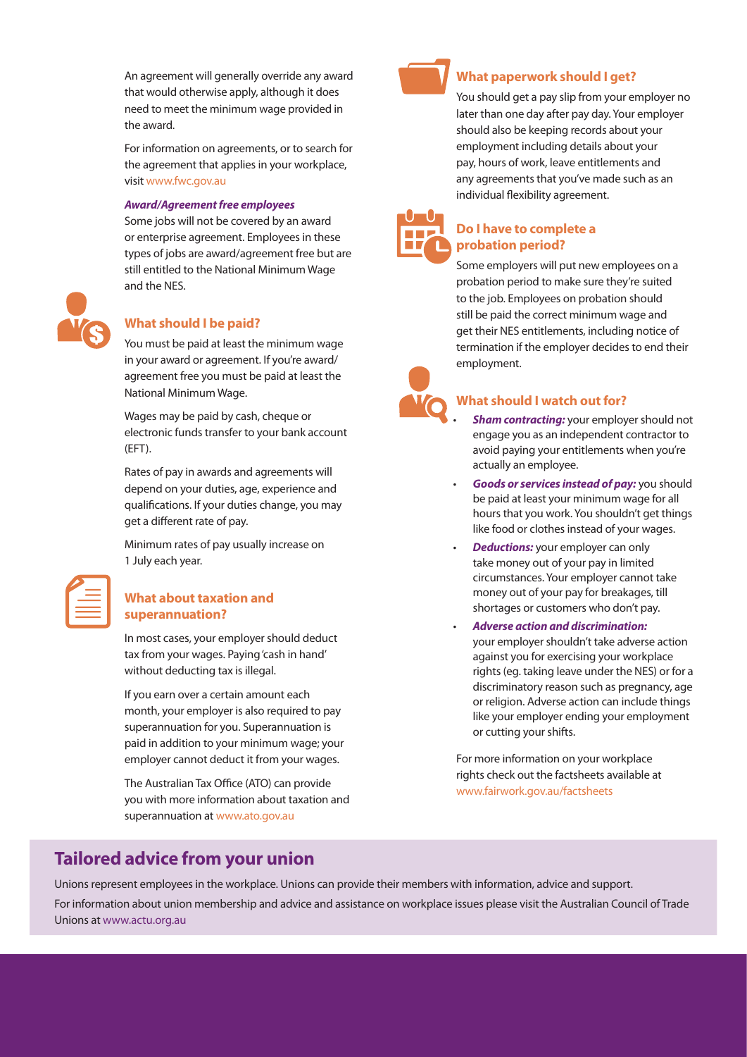An agreement will generally override any award that would otherwise apply, although it does need to meet the minimum wage provided in the award.

For information on agreements, or to search for the agreement that applies in your workplace, visit www.fwc.gov.au

***Award/Agreement free employees***

Some jobs will not be covered by an award or enterprise agreement. Employees in these types of jobs are award/agreement free but are still entitled to the National Minimum Wage and the NES.

## What should I be paid?

You must be paid at least the minimum wage in your award or agreement. If you're award/agreement free you must be paid at least the National Minimum Wage.

Wages may be paid by cash, cheque or electronic funds transfer to your bank account (EFT).

Rates of pay in awards and agreements will depend on your duties, age, experience and qualifications. If your duties change, you may get a different rate of pay.

Minimum rates of pay usually increase on 1 July each year.

## What about taxation and superannuation?

In most cases, your employer should deduct tax from your wages. Paying 'cash in hand' without deducting tax is illegal.

If you earn over a certain amount each month, your employer is also required to pay superannuation for you. Superannuation is paid in addition to your minimum wage; your employer cannot deduct it from your wages.

The Australian Tax Office (ATO) can provide you with more information about taxation and superannuation at www.ato.gov.au

## What paperwork should I get?

You should get a pay slip from your employer no later than one day after pay day. Your employer should also be keeping records about your employment including details about your pay, hours of work, leave entitlements and any agreements that you've made such as an individual flexibility agreement.

## Do I have to complete a probation period?

Some employers will put new employees on a probation period to make sure they're suited to the job. Employees on probation should still be paid the correct minimum wage and get their NES entitlements, including notice of termination if the employer decides to end their employment.

## What should I watch out for?

- ***Sham contracting:*** your employer should not engage you as an independent contractor to avoid paying your entitlements when you're actually an employee.
- ***Goods or services instead of pay:*** you should be paid at least your minimum wage for all hours that you work. You shouldn't get things like food or clothes instead of your wages.
- ***Deductions:*** your employer can only take money out of your pay in limited circumstances. Your employer cannot take money out of your pay for breakages, till shortages or customers who don't pay.
- ***Adverse action and discrimination:*** your employer shouldn't take adverse action against you for exercising your workplace rights (eg. taking leave under the NES) or for a discriminatory reason such as pregnancy, age or religion. Adverse action can include things like your employer ending your employment or cutting your shifts.

For more information on your workplace rights check out the factsheets available at www.fairwork.gov.au/factsheets

## Tailored advice from your union

Unions represent employees in the workplace. Unions can provide their members with information, advice and support.

For information about union membership and advice and assistance on workplace issues please visit the Australian Council of Trade Unions at www.actu.org.au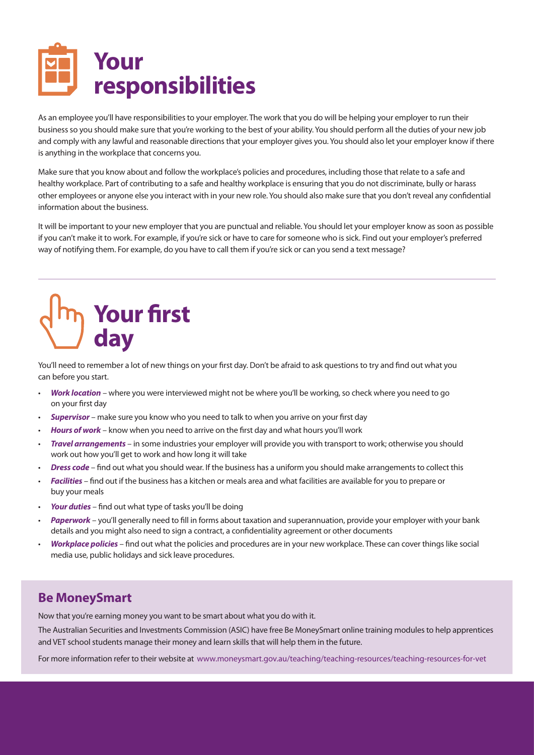# Your responsibilities

As an employee you'll have responsibilities to your employer. The work that you do will be helping your employer to run their business so you should make sure that you're working to the best of your ability. You should perform all the duties of your new job and comply with any lawful and reasonable directions that your employer gives you. You should also let your employer know if there is anything in the workplace that concerns you.

Make sure that you know about and follow the workplace's policies and procedures, including those that relate to a safe and healthy workplace. Part of contributing to a safe and healthy workplace is ensuring that you do not discriminate, bully or harass other employees or anyone else you interact with in your new role. You should also make sure that you don't reveal any confidential information about the business.

It will be important to your new employer that you are punctual and reliable. You should let your employer know as soon as possible if you can't make it to work. For example, if you're sick or have to care for someone who is sick. Find out your employer's preferred way of notifying them. For example, do you have to call them if you're sick or can you send a text message?

# Your first day

You'll need to remember a lot of new things on your first day. Don't be afraid to ask questions to try and find out what you can before you start.

- ***Work location*** – where you were interviewed might not be where you'll be working, so check where you need to go on your first day
- ***Supervisor*** – make sure you know who you need to talk to when you arrive on your first day
- ***Hours of work*** – know when you need to arrive on the first day and what hours you'll work
- ***Travel arrangements*** – in some industries your employer will provide you with transport to work; otherwise you should work out how you'll get to work and how long it will take
- ***Dress code*** – find out what you should wear. If the business has a uniform you should make arrangements to collect this
- ***Facilities*** – find out if the business has a kitchen or meals area and what facilities are available for you to prepare or buy your meals
- ***Your duties*** – find out what type of tasks you'll be doing
- ***Paperwork*** – you'll generally need to fill in forms about taxation and superannuation, provide your employer with your bank details and you might also need to sign a contract, a confidentiality agreement or other documents
- ***Workplace policies*** – find out what the policies and procedures are in your new workplace. These can cover things like social media use, public holidays and sick leave procedures.

## Be MoneySmart

Now that you're earning money you want to be smart about what you do with it.

The Australian Securities and Investments Commission (ASIC) have free Be MoneySmart online training modules to help apprentices and VET school students manage their money and learn skills that will help them in the future.

For more information refer to their website at www.moneysmart.gov.au/teaching/teaching-resources/teaching-resources-for-vet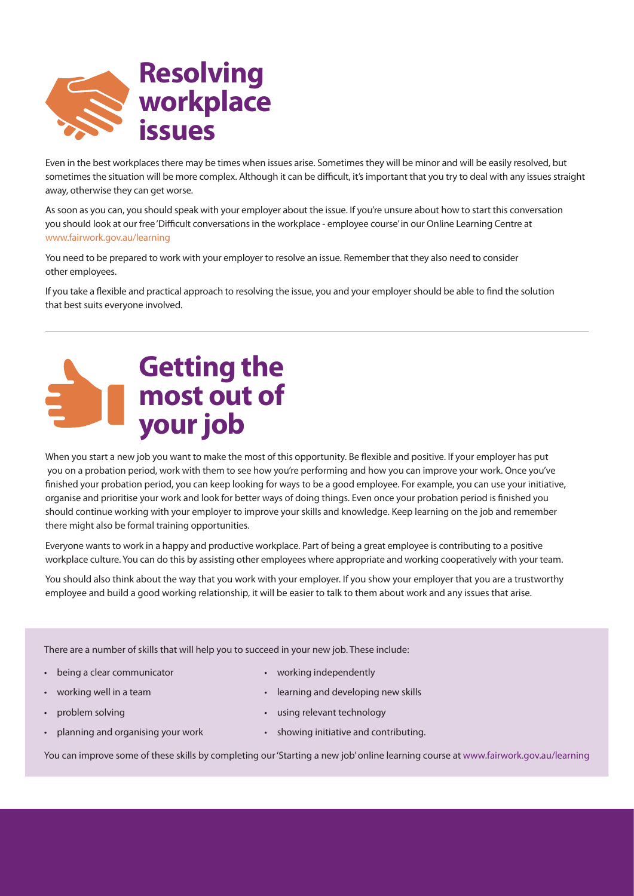# Resolving workplace issues

Even in the best workplaces there may be times when issues arise. Sometimes they will be minor and will be easily resolved, but sometimes the situation will be more complex. Although it can be difficult, it's important that you try to deal with any issues straight away, otherwise they can get worse.

As soon as you can, you should speak with your employer about the issue. If you're unsure about how to start this conversation you should look at our free 'Difficult conversations in the workplace - employee course' in our Online Learning Centre at www.fairwork.gov.au/learning

You need to be prepared to work with your employer to resolve an issue. Remember that they also need to consider other employees.

If you take a flexible and practical approach to resolving the issue, you and your employer should be able to find the solution that best suits everyone involved.

# Getting the most out of your job

When you start a new job you want to make the most of this opportunity. Be flexible and positive. If your employer has put you on a probation period, work with them to see how you're performing and how you can improve your work. Once you've finished your probation period, you can keep looking for ways to be a good employee. For example, you can use your initiative, organise and prioritise your work and look for better ways of doing things. Even once your probation period is finished you should continue working with your employer to improve your skills and knowledge. Keep learning on the job and remember there might also be formal training opportunities.

Everyone wants to work in a happy and productive workplace. Part of being a great employee is contributing to a positive workplace culture. You can do this by assisting other employees where appropriate and working cooperatively with your team.

You should also think about the way that you work with your employer. If you show your employer that you are a trustworthy employee and build a good working relationship, it will be easier to talk to them about work and any issues that arise.

There are a number of skills that will help you to succeed in your new job. These include:

- being a clear communicator
- working well in a team
- problem solving
- planning and organising your work
- working independently
- learning and developing new skills
- using relevant technology
- showing initiative and contributing.

You can improve some of these skills by completing our 'Starting a new job' online learning course at www.fairwork.gov.au/learning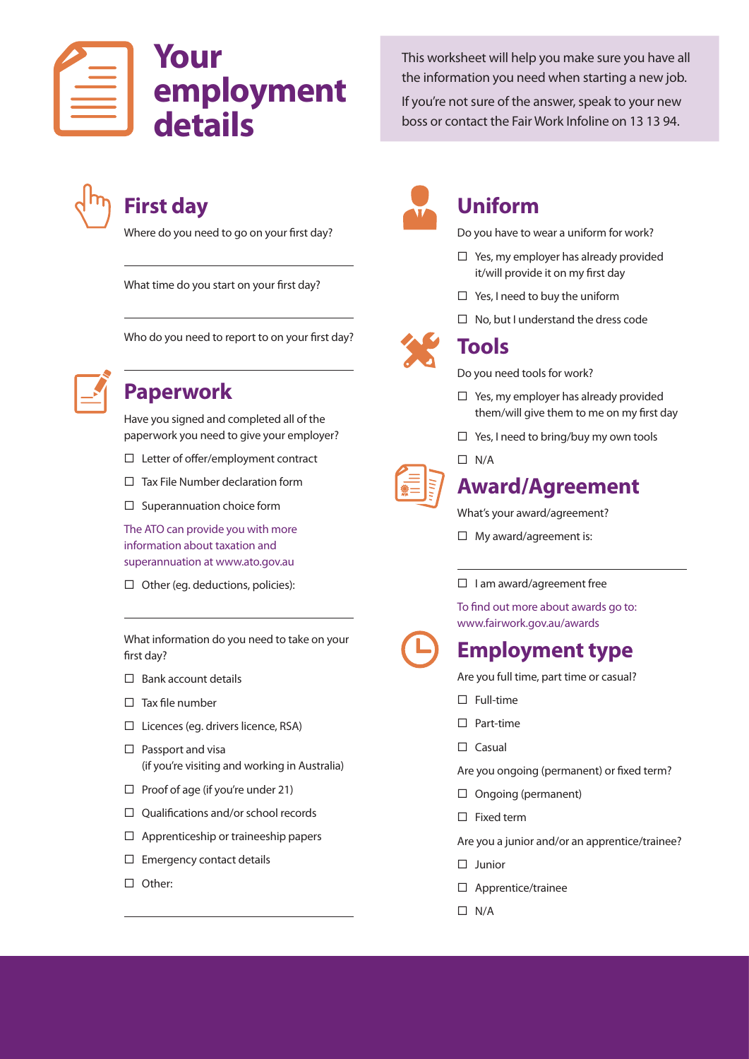# Your employment details

This worksheet will help you make sure you have all the information you need when starting a new job.

If you're not sure of the answer, speak to your new boss or contact the Fair Work Infoline on 13 13 94.

## First day

Where do you need to go on your first day?

\_\_\_\_\_\_\_\_\_\_\_\_\_\_\_\_\_\_\_\_\_\_\_\_\_\_\_\_\_\_\_\_\_\_\_\_\_\_\_\_

What time do you start on your first day?

\_\_\_\_\_\_\_\_\_\_\_\_\_\_\_\_\_\_\_\_\_\_\_\_\_\_\_\_\_\_\_\_\_\_\_\_\_\_\_\_

Who do you need to report to on your first day?

\_\_\_\_\_\_\_\_\_\_\_\_\_\_\_\_\_\_\_\_\_\_\_\_\_\_\_\_\_\_\_\_\_\_\_\_\_\_\_\_

## Paperwork

Have you signed and completed all of the paperwork you need to give your employer?

- ☐ Letter of offer/employment contract
- ☐ Tax File Number declaration form
- ☐ Superannuation choice form

The ATO can provide you with more information about taxation and superannuation at www.ato.gov.au

- ☐ Other (eg. deductions, policies):

\_\_\_\_\_\_\_\_\_\_\_\_\_\_\_\_\_\_\_\_\_\_\_\_\_\_\_\_\_\_\_\_\_\_\_\_\_\_\_\_

What information do you need to take on your first day?

- ☐ Bank account details
- ☐ Tax file number
- ☐ Licences (eg. drivers licence, RSA)
- ☐ Passport and visa (if you're visiting and working in Australia)
- ☐ Proof of age (if you're under 21)
- ☐ Qualifications and/or school records
- ☐ Apprenticeship or traineeship papers
- ☐ Emergency contact details
- ☐ Other:

\_\_\_\_\_\_\_\_\_\_\_\_\_\_\_\_\_\_\_\_\_\_\_\_\_\_\_\_\_\_\_\_\_\_\_\_\_\_\_\_

## Uniform

Do you have to wear a uniform for work?

- ☐ Yes, my employer has already provided it/will provide it on my first day
- ☐ Yes, I need to buy the uniform
- ☐ No, but I understand the dress code

## Tools

Do you need tools for work?

- ☐ Yes, my employer has already provided them/will give them to me on my first day
- ☐ Yes, I need to bring/buy my own tools
- ☐ N/A

## Award/Agreement

What's your award/agreement?

- ☐ My award/agreement is:

\_\_\_\_\_\_\_\_\_\_\_\_\_\_\_\_\_\_\_\_\_\_\_\_\_\_\_\_\_\_\_\_\_\_\_\_\_\_\_\_

- ☐ I am award/agreement free

To find out more about awards go to: www.fairwork.gov.au/awards

## Employment type

Are you full time, part time or casual?

- ☐ Full-time
- ☐ Part-time
- ☐ Casual

Are you ongoing (permanent) or fixed term?

- ☐ Ongoing (permanent)
- ☐ Fixed term

Are you a junior and/or an apprentice/trainee?

- ☐ Junior
- ☐ Apprentice/trainee
- ☐ N/A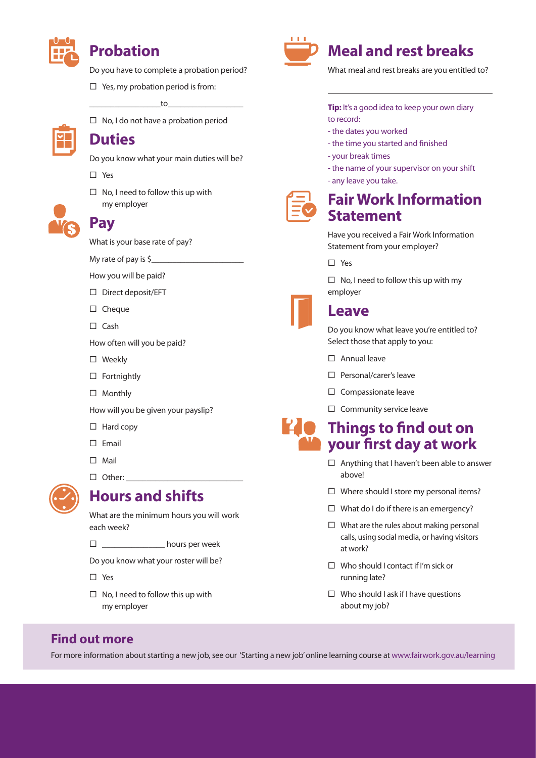## Probation

Do you have to complete a probation period?

- ☐ Yes, my probation period is from:

  _______________ to _______________

- ☐ No, I do not have a probation period

## Duties

Do you know what your main duties will be?

- ☐ Yes
- ☐ No, I need to follow this up with my employer

## Pay

What is your base rate of pay?

My rate of pay is $ ____________________

How you will be paid?

- ☐ Direct deposit/EFT
- ☐ Cheque
- ☐ Cash

How often will you be paid?

- ☐ Weekly
- ☐ Fortnightly
- ☐ Monthly

How will you be given your payslip?

- ☐ Hard copy
- ☐ Email
- ☐ Mail
- ☐ Other: ________________________

## Hours and shifts

What are the minimum hours you will work each week?

- ☐ ____________ hours per week

Do you know what your roster will be?

- ☐ Yes
- ☐ No, I need to follow this up with my employer

## Meal and rest breaks

What meal and rest breaks are you entitled to?

______________________________

**Tip:** It's a good idea to keep your own diary to record:

- the dates you worked
- the time you started and finished
- your break times
- the name of your supervisor on your shift
- any leave you take.

## Fair Work Information Statement

Have you received a Fair Work Information Statement from your employer?

- ☐ Yes
- ☐ No, I need to follow this up with my employer

## Leave

Do you know what leave you're entitled to? Select those that apply to you:

- ☐ Annual leave
- ☐ Personal/carer's leave
- ☐ Compassionate leave
- ☐ Community service leave

## Things to find out on your first day at work

- ☐ Anything that I haven't been able to answer above!
- ☐ Where should I store my personal items?
- ☐ What do I do if there is an emergency?
- ☐ What are the rules about making personal calls, using social media, or having visitors at work?
- ☐ Who should I contact if I'm sick or running late?
- ☐ Who should I ask if I have questions about my job?

## Find out more

For more information about starting a new job, see our 'Starting a new job' online learning course at www.fairwork.gov.au/learning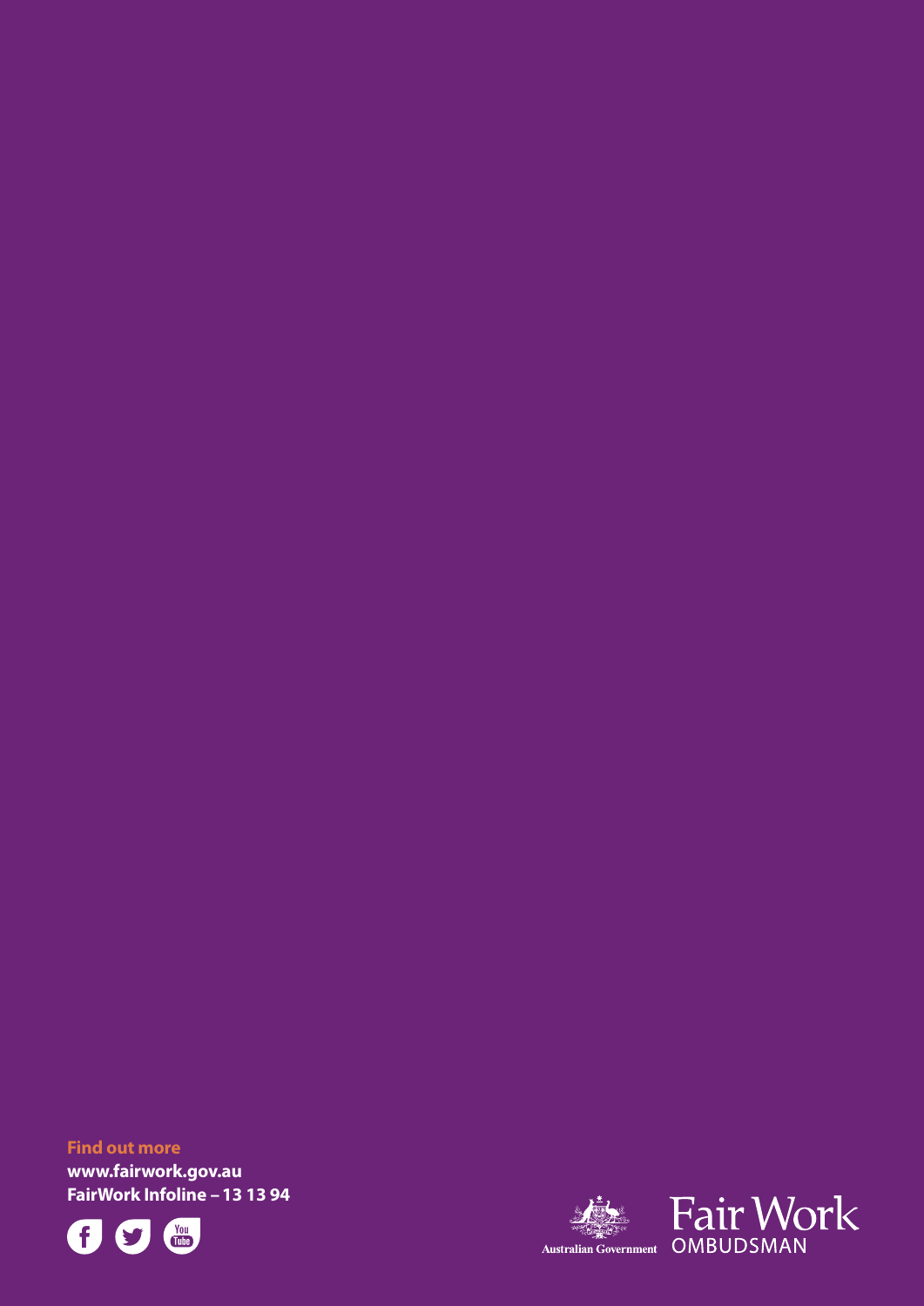**Find out more**

**www.fairwork.gov.au**

**FairWork Infoline – 13 13 94**

Australian Government

Fair Work OMBUDSMAN